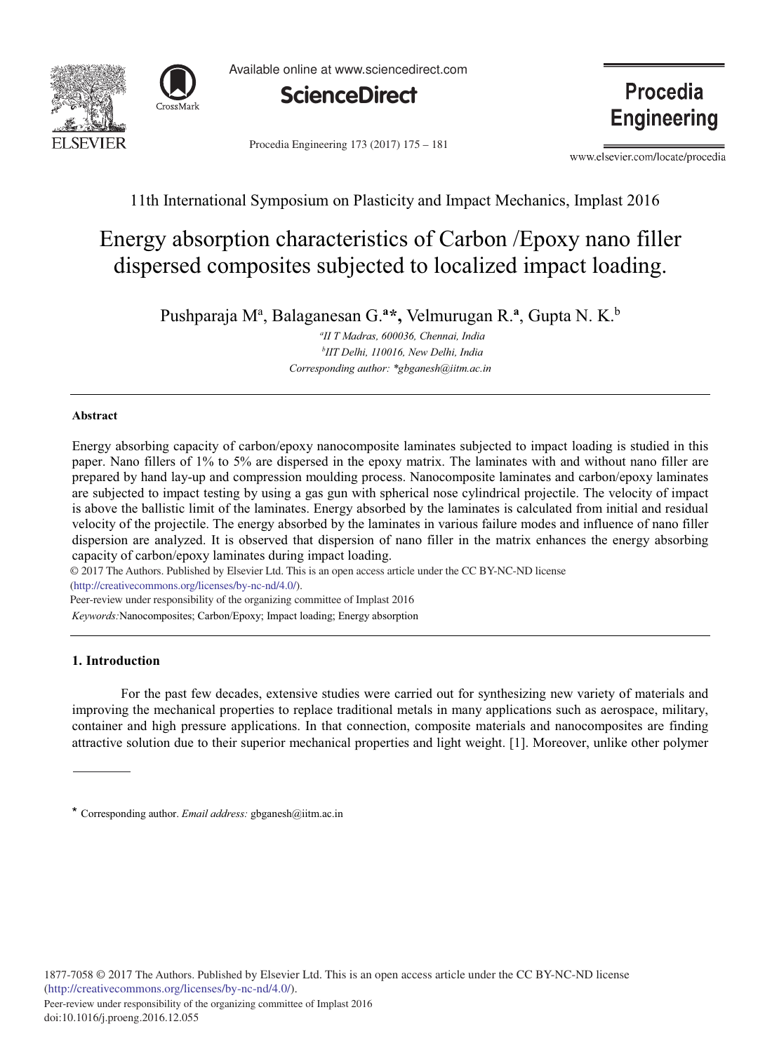11th International Symposium on Plasticity and Impact Mechanics, Implast 2016

# Energy absorption characteristics of Carbon /Epoxy nano filler dispersed composites subjected to localized impact loading.

Pushparaja M[a], Balaganesan G.[a]*, Velmurugan R.[a], Gupta N. K.[b]

[a]II T Madras, 600036, Chennai, India
[b]IIT Delhi, 110016, New Delhi, India
*Corresponding author: \*gbganesh@iitm.ac.in*

---

### Abstract

Energy absorbing capacity of carbon/epoxy nanocomposite laminates subjected to impact loading is studied in this paper. Nano fillers of 1% to 5% are dispersed in the epoxy matrix. The laminates with and without nano filler are prepared by hand lay-up and compression moulding process. Nanocomposite laminates and carbon/epoxy laminates are subjected to impact testing by using a gas gun with spherical nose cylindrical projectile. The velocity of impact is above the ballistic limit of the laminates. Energy absorbed by the laminates is calculated from initial and residual velocity of the projectile. The energy absorbed by the laminates in various failure modes and influence of nano filler dispersion are analyzed. It is observed that dispersion of nano filler in the matrix enhances the energy absorbing capacity of carbon/epoxy laminates during impact loading.

© 2017 The Authors. Published by Elsevier Ltd. This is an open access article under the CC BY-NC-ND license (http://creativecommons.org/licenses/by-nc-nd/4.0/).

Peer-review under responsibility of the organizing committee of Implast 2016

*Keywords:* Nanocomposites; Carbon/Epoxy; Impact loading; Energy absorption

---

## 1. Introduction

For the past few decades, extensive studies were carried out for synthesizing new variety of materials and improving the mechanical properties to replace traditional metals in many applications such as aerospace, military, container and high pressure applications. In that connection, composite materials and nanocomposites are finding attractive solution due to their superior mechanical properties and light weight. [1]. Moreover, unlike other polymer

---

\* Corresponding author. *Email address:* gbganesh@iitm.ac.in

1877-7058 © 2017 The Authors. Published by Elsevier Ltd. This is an open access article under the CC BY-NC-ND license (http://creativecommons.org/licenses/by-nc-nd/4.0/).
Peer-review under responsibility of the organizing committee of Implast 2016
doi:10.1016/j.proeng.2016.12.055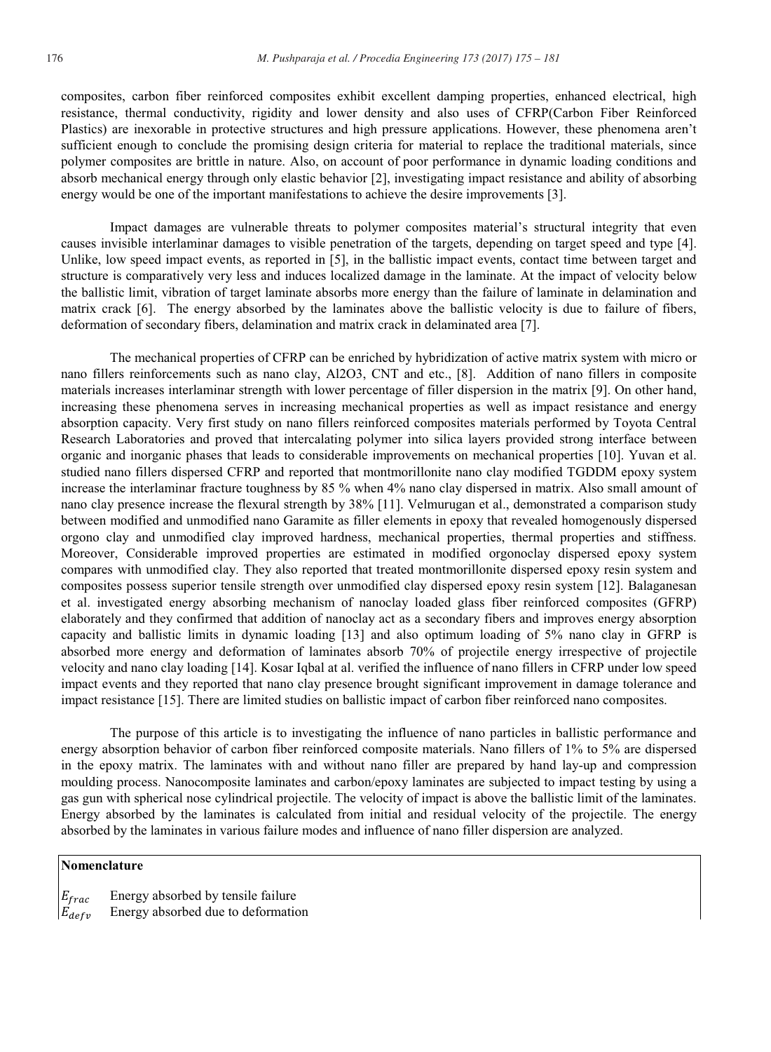composites, carbon fiber reinforced composites exhibit excellent damping properties, enhanced electrical, high resistance, thermal conductivity, rigidity and lower density and also uses of CFRP(Carbon Fiber Reinforced Plastics) are inexorable in protective structures and high pressure applications. However, these phenomena aren't sufficient enough to conclude the promising design criteria for material to replace the traditional materials, since polymer composites are brittle in nature. Also, on account of poor performance in dynamic loading conditions and absorb mechanical energy through only elastic behavior [2], investigating impact resistance and ability of absorbing energy would be one of the important manifestations to achieve the desire improvements [3].

Impact damages are vulnerable threats to polymer composites material's structural integrity that even causes invisible interlaminar damages to visible penetration of the targets, depending on target speed and type [4]. Unlike, low speed impact events, as reported in [5], in the ballistic impact events, contact time between target and structure is comparatively very less and induces localized damage in the laminate. At the impact of velocity below the ballistic limit, vibration of target laminate absorbs more energy than the failure of laminate in delamination and matrix crack [6]. The energy absorbed by the laminates above the ballistic velocity is due to failure of fibers, deformation of secondary fibers, delamination and matrix crack in delaminated area [7].

The mechanical properties of CFRP can be enriched by hybridization of active matrix system with micro or nano fillers reinforcements such as nano clay, Al2O3, CNT and etc., [8]. Addition of nano fillers in composite materials increases interlaminar strength with lower percentage of filler dispersion in the matrix [9]. On other hand, increasing these phenomena serves in increasing mechanical properties as well as impact resistance and energy absorption capacity. Very first study on nano fillers reinforced composites materials performed by Toyota Central Research Laboratories and proved that intercalating polymer into silica layers provided strong interface between organic and inorganic phases that leads to considerable improvements on mechanical properties [10]. Yuvan et al. studied nano fillers dispersed CFRP and reported that montmorillonite nano clay modified TGDDM epoxy system increase the interlaminar fracture toughness by 85 % when 4% nano clay dispersed in matrix. Also small amount of nano clay presence increase the flexural strength by 38% [11]. Velmurugan et al., demonstrated a comparison study between modified and unmodified nano Garamite as filler elements in epoxy that revealed homogenously dispersed orgono clay and unmodified clay improved hardness, mechanical properties, thermal properties and stiffness. Moreover, Considerable improved properties are estimated in modified orgonoclay dispersed epoxy system compares with unmodified clay. They also reported that treated montmorillonite dispersed epoxy resin system and composites possess superior tensile strength over unmodified clay dispersed epoxy resin system [12]. Balaganesan et al. investigated energy absorbing mechanism of nanoclay loaded glass fiber reinforced composites (GFRP) elaborately and they confirmed that addition of nanoclay act as a secondary fibers and improves energy absorption capacity and ballistic limits in dynamic loading [13] and also optimum loading of 5% nano clay in GFRP is absorbed more energy and deformation of laminates absorb 70% of projectile energy irrespective of projectile velocity and nano clay loading [14]. Kosar Iqbal at al. verified the influence of nano fillers in CFRP under low speed impact events and they reported that nano clay presence brought significant improvement in damage tolerance and impact resistance [15]. There are limited studies on ballistic impact of carbon fiber reinforced nano composites.

The purpose of this article is to investigating the influence of nano particles in ballistic performance and energy absorption behavior of carbon fiber reinforced composite materials. Nano fillers of 1% to 5% are dispersed in the epoxy matrix. The laminates with and without nano filler are prepared by hand lay-up and compression moulding process. Nanocomposite laminates and carbon/epoxy laminates are subjected to impact testing by using a gas gun with spherical nose cylindrical projectile. The velocity of impact is above the ballistic limit of the laminates. Energy absorbed by the laminates is calculated from initial and residual velocity of the projectile. The energy absorbed by the laminates in various failure modes and influence of nano filler dispersion are analyzed.

**Nomenclature**

$E_{frac}$ Energy absorbed by tensile failure
$E_{defv}$ Energy absorbed due to deformation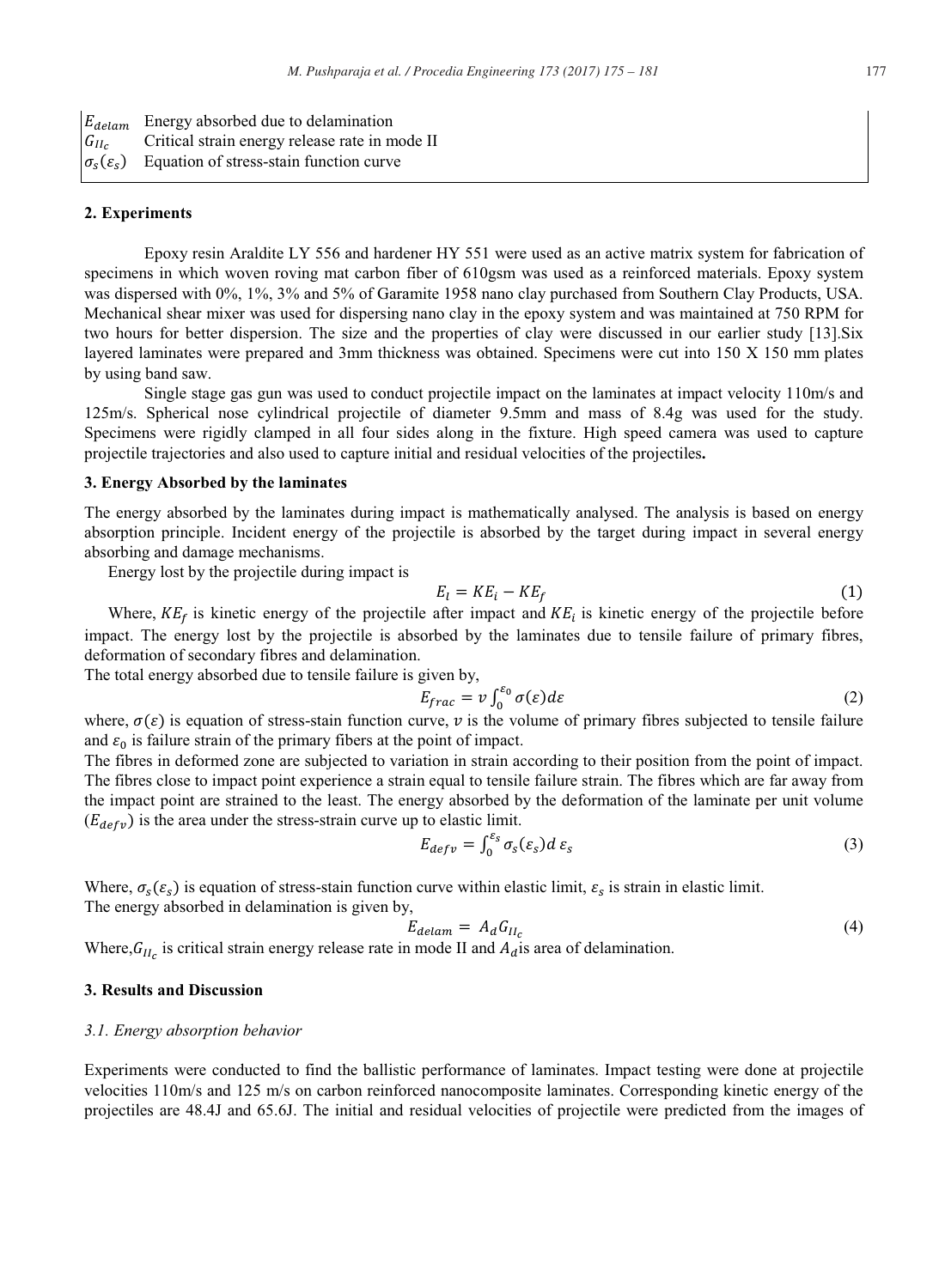| | |
|---|---|
| $E_{delam}$ | Energy absorbed due to delamination |
| $G_{II_c}$ | Critical strain energy release rate in mode II |
| $\sigma_s(\varepsilon_s)$ | Equation of stress-stain function curve |

## 2. Experiments

Epoxy resin Araldite LY 556 and hardener HY 551 were used as an active matrix system for fabrication of specimens in which woven roving mat carbon fiber of 610gsm was used as a reinforced materials. Epoxy system was dispersed with 0%, 1%, 3% and 5% of Garamite 1958 nano clay purchased from Southern Clay Products, USA. Mechanical shear mixer was used for dispersing nano clay in the epoxy system and was maintained at 750 RPM for two hours for better dispersion. The size and the properties of clay were discussed in our earlier study [13].Six layered laminates were prepared and 3mm thickness was obtained. Specimens were cut into 150 X 150 mm plates by using band saw.

Single stage gas gun was used to conduct projectile impact on the laminates at impact velocity 110m/s and 125m/s. Spherical nose cylindrical projectile of diameter 9.5mm and mass of 8.4g was used for the study. Specimens were rigidly clamped in all four sides along in the fixture. High speed camera was used to capture projectile trajectories and also used to capture initial and residual velocities of the projectiles**.**

## 3. Energy Absorbed by the laminates

The energy absorbed by the laminates during impact is mathematically analysed. The analysis is based on energy absorption principle. Incident energy of the projectile is absorbed by the target during impact in several energy absorbing and damage mechanisms.

Energy lost by the projectile during impact is

$$E_l = KE_i - KE_f \tag{1}$$

Where, $KE_f$ is kinetic energy of the projectile after impact and $KE_i$ is kinetic energy of the projectile before impact. The energy lost by the projectile is absorbed by the laminates due to tensile failure of primary fibres, deformation of secondary fibres and delamination.

The total energy absorbed due to tensile failure is given by,

$$E_{frac} = v \int_0^{\varepsilon_0} \sigma(\varepsilon) d\varepsilon \tag{2}$$

where, $\sigma(\varepsilon)$ is equation of stress-stain function curve, $v$ is the volume of primary fibres subjected to tensile failure and $\varepsilon_0$ is failure strain of the primary fibers at the point of impact.

The fibres in deformed zone are subjected to variation in strain according to their position from the point of impact. The fibres close to impact point experience a strain equal to tensile failure strain. The fibres which are far away from the impact point are strained to the least. The energy absorbed by the deformation of the laminate per unit volume ($E_{defv}$) is the area under the stress-strain curve up to elastic limit.

$$E_{defv} = \int_0^{\varepsilon_s} \sigma_s(\varepsilon_s) d\,\varepsilon_s \tag{3}$$

Where, $\sigma_s(\varepsilon_s)$ is equation of stress-stain function curve within elastic limit, $\varepsilon_s$ is strain in elastic limit.

The energy absorbed in delamination is given by,

$$E_{delam} = A_d G_{II_c} \tag{4}$$

Where, $G_{II_c}$ is critical strain energy release rate in mode II and $A_d$ is area of delamination.

## 3. Results and Discussion

### *3.1. Energy absorption behavior*

Experiments were conducted to find the ballistic performance of laminates. Impact testing were done at projectile velocities 110m/s and 125 m/s on carbon reinforced nanocomposite laminates. Corresponding kinetic energy of the projectiles are 48.4J and 65.6J. The initial and residual velocities of projectile were predicted from the images of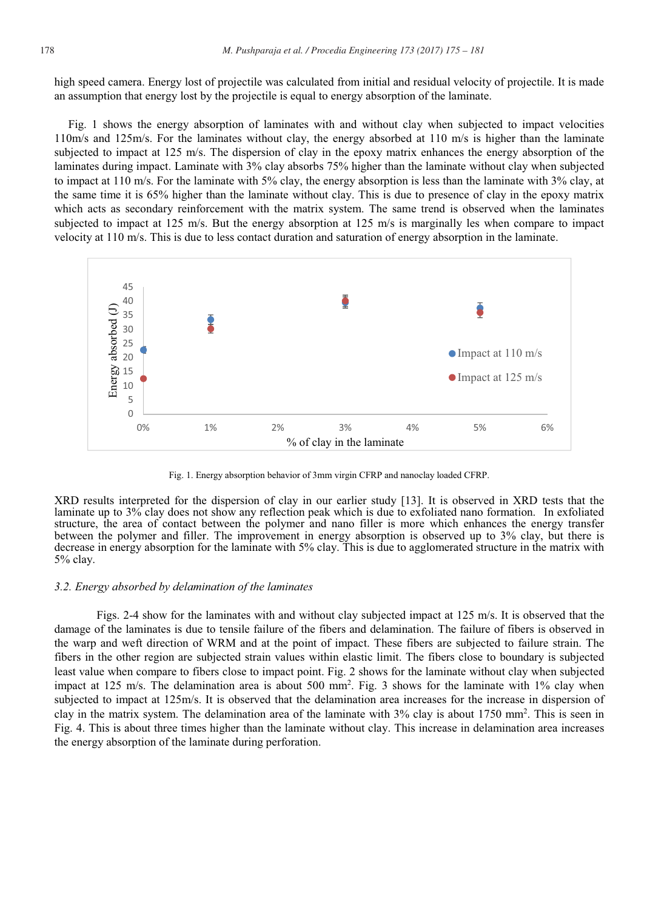high speed camera. Energy lost of projectile was calculated from initial and residual velocity of projectile. It is made an assumption that energy lost by the projectile is equal to energy absorption of the laminate.

Fig. 1 shows the energy absorption of laminates with and without clay when subjected to impact velocities 110m/s and 125m/s. For the laminates without clay, the energy absorbed at 110 m/s is higher than the laminate subjected to impact at 125 m/s. The dispersion of clay in the epoxy matrix enhances the energy absorption of the laminates during impact. Laminate with 3% clay absorbs 75% higher than the laminate without clay when subjected to impact at 110 m/s. For the laminate with 5% clay, the energy absorption is less than the laminate with 3% clay, at the same time it is 65% higher than the laminate without clay. This is due to presence of clay in the epoxy matrix which acts as secondary reinforcement with the matrix system. The same trend is observed when the laminates subjected to impact at 125 m/s. But the energy absorption at 125 m/s is marginally les when compare to impact velocity at 110 m/s. This is due to less contact duration and saturation of energy absorption in the laminate.

Fig. 1. Energy absorption behavior of 3mm virgin CFRP and nanoclay loaded CFRP.

XRD results interpreted for the dispersion of clay in our earlier study [13]. It is observed in XRD tests that the laminate up to 3% clay does not show any reflection peak which is due to exfoliated nano formation. In exfoliated structure, the area of contact between the polymer and nano filler is more which enhances the energy transfer between the polymer and filler. The improvement in energy absorption is observed up to 3% clay, but there is decrease in energy absorption for the laminate with 5% clay. This is due to agglomerated structure in the matrix with 5% clay.

### *3.2. Energy absorbed by delamination of the laminates*

Figs. 2-4 show for the laminates with and without clay subjected impact at 125 m/s. It is observed that the damage of the laminates is due to tensile failure of the fibers and delamination. The failure of fibers is observed in the warp and weft direction of WRM and at the point of impact. These fibers are subjected to failure strain. The fibers in the other region are subjected strain values within elastic limit. The fibers close to boundary is subjected least value when compare to fibers close to impact point. Fig. 2 shows for the laminate without clay when subjected impact at 125 m/s. The delamination area is about 500 mm$^2$. Fig. 3 shows for the laminate with 1% clay when subjected to impact at 125m/s. It is observed that the delamination area increases for the increase in dispersion of clay in the matrix system. The delamination area of the laminate with 3% clay is about 1750 mm$^2$. This is seen in Fig. 4. This is about three times higher than the laminate without clay. This increase in delamination area increases the energy absorption of the laminate during perforation.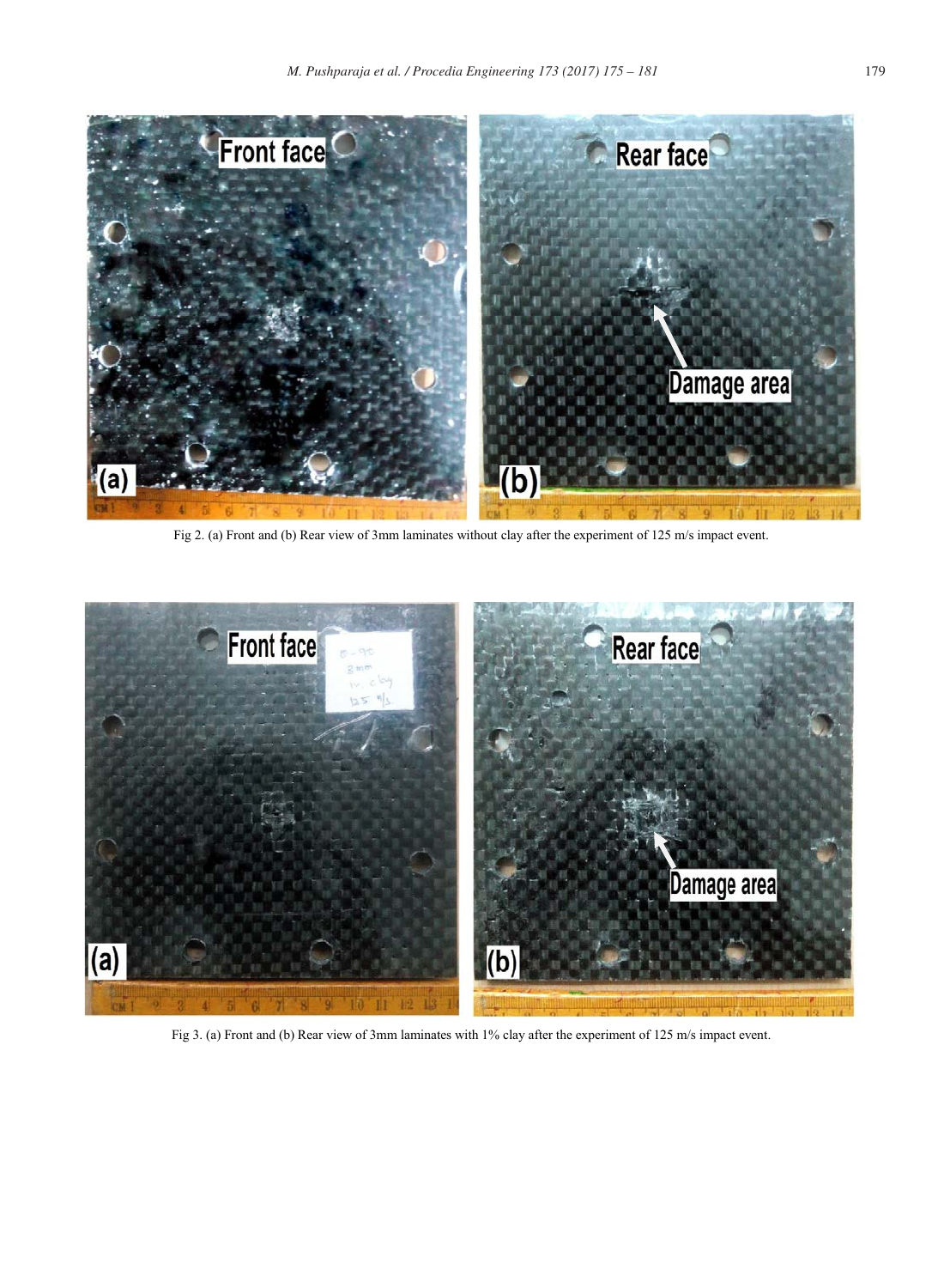Fig 2. (a) Front and (b) Rear view of 3mm laminates without clay after the experiment of 125 m/s impact event.

Fig 3. (a) Front and (b) Rear view of 3mm laminates with 1% clay after the experiment of 125 m/s impact event.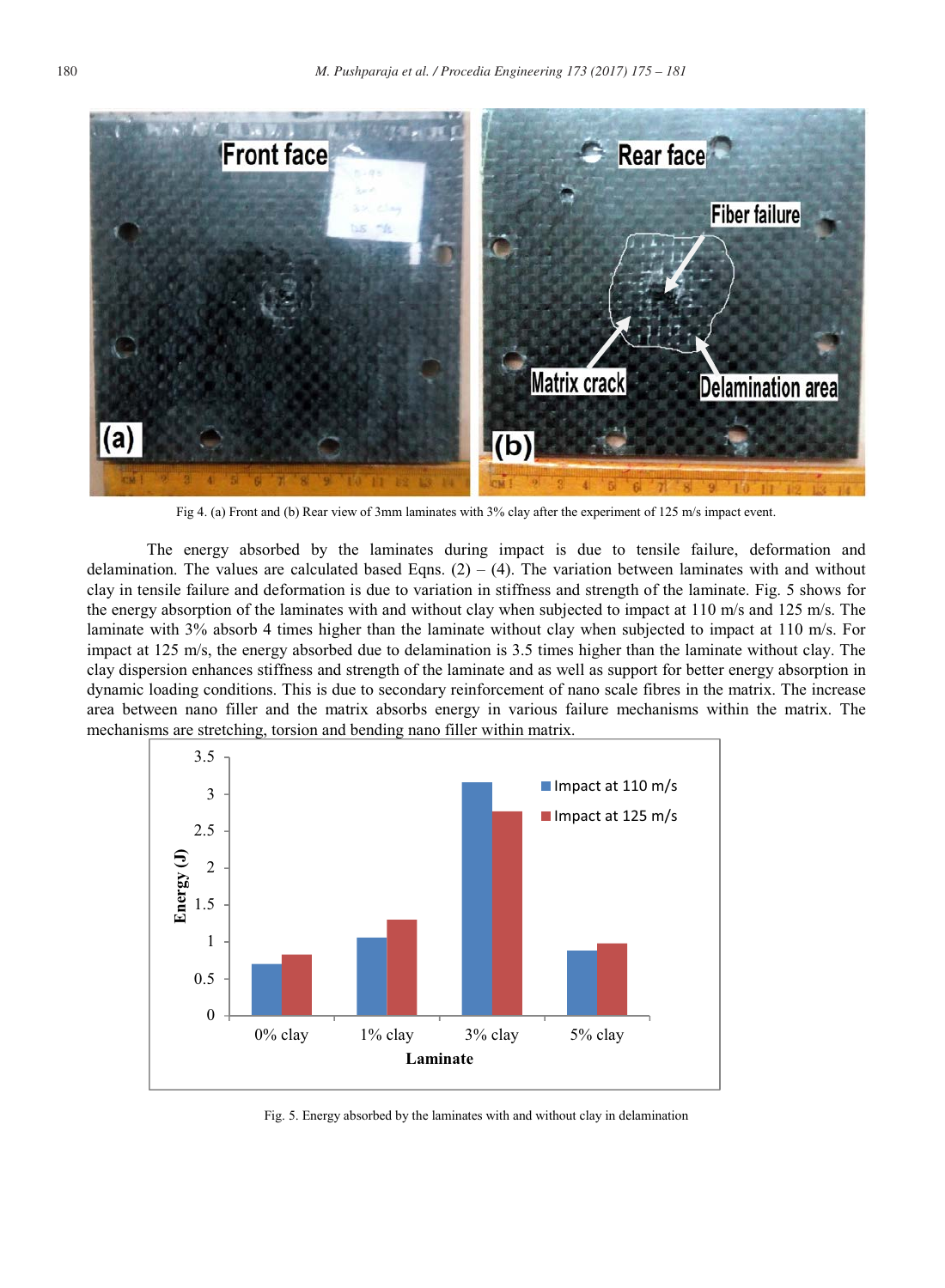Fig 4. (a) Front and (b) Rear view of 3mm laminates with 3% clay after the experiment of 125 m/s impact event.

The energy absorbed by the laminates during impact is due to tensile failure, deformation and delamination. The values are calculated based Eqns. (2) – (4). The variation between laminates with and without clay in tensile failure and deformation is due to variation in stiffness and strength of the laminate. Fig. 5 shows for the energy absorption of the laminates with and without clay when subjected to impact at 110 m/s and 125 m/s. The laminate with 3% absorb 4 times higher than the laminate without clay when subjected to impact at 110 m/s. For impact at 125 m/s, the energy absorbed due to delamination is 3.5 times higher than the laminate without clay. The clay dispersion enhances stiffness and strength of the laminate and as well as support for better energy absorption in dynamic loading conditions. This is due to secondary reinforcement of nano scale fibres in the matrix. The increase area between nano filler and the matrix absorbs energy in various failure mechanisms within the matrix. The mechanisms are stretching, torsion and bending nano filler within matrix.

Fig. 5. Energy absorbed by the laminates with and without clay in delamination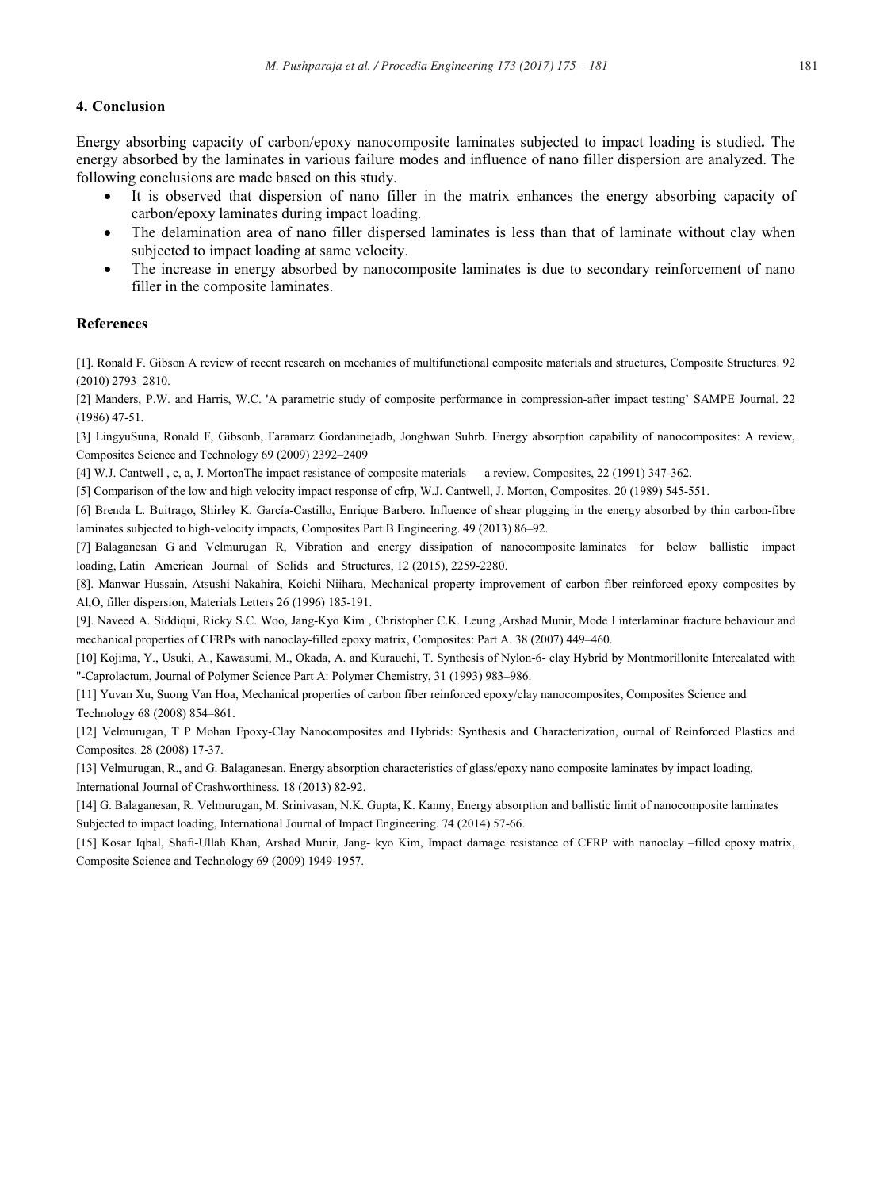## 4. Conclusion

Energy absorbing capacity of carbon/epoxy nanocomposite laminates subjected to impact loading is studied**.** The energy absorbed by the laminates in various failure modes and influence of nano filler dispersion are analyzed. The following conclusions are made based on this study.

- It is observed that dispersion of nano filler in the matrix enhances the energy absorbing capacity of carbon/epoxy laminates during impact loading.
- The delamination area of nano filler dispersed laminates is less than that of laminate without clay when subjected to impact loading at same velocity.
- The increase in energy absorbed by nanocomposite laminates is due to secondary reinforcement of nano filler in the composite laminates.

## References

[1]. Ronald F. Gibson A review of recent research on mechanics of multifunctional composite materials and structures, Composite Structures. 92 (2010) 2793–2810.

[2] Manders, P.W. and Harris, W.C. 'A parametric study of composite performance in compression-after impact testing' SAMPE Journal. 22 (1986) 47-51.

[3] LingyuSuna, Ronald F, Gibsonb, Faramarz Gordaninejadb, Jonghwan Suhrb. Energy absorption capability of nanocomposites: A review, Composites Science and Technology 69 (2009) 2392–2409

[4] W.J. Cantwell , c, a, J. MortonThe impact resistance of composite materials — a review. Composites, 22 (1991) 347-362.

[5] Comparison of the low and high velocity impact response of cfrp, W.J. Cantwell, J. Morton, Composites. 20 (1989) 545-551.

[6] Brenda L. Buitrago, Shirley K. García-Castillo, Enrique Barbero. Influence of shear plugging in the energy absorbed by thin carbon-fibre laminates subjected to high-velocity impacts, Composites Part B Engineering. 49 (2013) 86–92.

[7] Balaganesan G and Velmurugan R, Vibration and energy dissipation of nanocomposite laminates for below ballistic impact loading, Latin American Journal of Solids and Structures, 12 (2015), 2259-2280.

[8]. Manwar Hussain, Atsushi Nakahira, Koichi Niihara, Mechanical property improvement of carbon fiber reinforced epoxy composites by Al,O, filler dispersion, Materials Letters 26 (1996) 185-191.

[9]. Naveed A. Siddiqui, Ricky S.C. Woo, Jang-Kyo Kim , Christopher C.K. Leung ,Arshad Munir, Mode I interlaminar fracture behaviour and mechanical properties of CFRPs with nanoclay-filled epoxy matrix, Composites: Part A. 38 (2007) 449–460.

[10] Kojima, Y., Usuki, A., Kawasumi, M., Okada, A. and Kurauchi, T. Synthesis of Nylon-6- clay Hybrid by Montmorillonite Intercalated with "-Caprolactum, Journal of Polymer Science Part A: Polymer Chemistry, 31 (1993) 983–986.

[11] Yuvan Xu, Suong Van Hoa, Mechanical properties of carbon fiber reinforced epoxy/clay nanocomposites, Composites Science and Technology 68 (2008) 854–861.

[12] Velmurugan, T P Mohan Epoxy-Clay Nanocomposites and Hybrids: Synthesis and Characterization, ournal of Reinforced Plastics and Composites. 28 (2008) 17-37.

[13] Velmurugan, R., and G. Balaganesan. Energy absorption characteristics of glass/epoxy nano composite laminates by impact loading, International Journal of Crashworthiness. 18 (2013) 82-92.

[14] G. Balaganesan, R. Velmurugan, M. Srinivasan, N.K. Gupta, K. Kanny, Energy absorption and ballistic limit of nanocomposite laminates Subjected to impact loading, International Journal of Impact Engineering. 74 (2014) 57-66.

[15] Kosar Iqbal, Shafi-Ullah Khan, Arshad Munir, Jang- kyo Kim, Impact damage resistance of CFRP with nanoclay –filled epoxy matrix, Composite Science and Technology 69 (2009) 1949-1957.